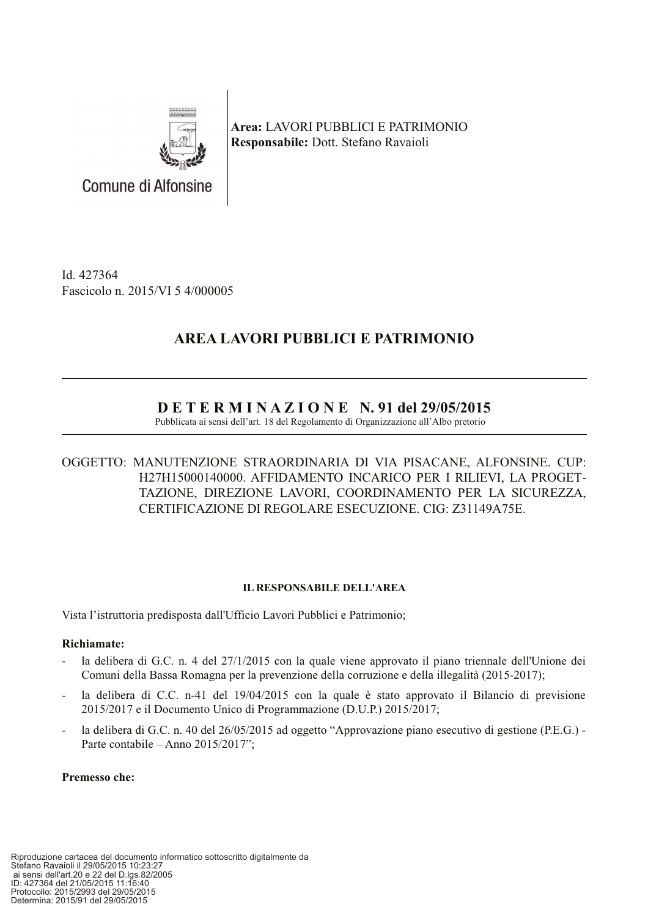Comune di Alfonsine

**Area:** LAVORI PUBBLICI E PATRIMONIO
**Responsabile:** Dott. Stefano Ravaioli

Id. 427364
Fascicolo n. 2015/VI 5 4/000005

## AREA LAVORI PUBBLICI E PATRIMONIO

## D E T E R M I N A Z I O N E N. 91 del 29/05/2015

Pubblicata ai sensi dell'art. 18 del Regolamento di Organizzazione all'Albo pretorio

OGGETTO: MANUTENZIONE STRAORDINARIA DI VIA PISACANE, ALFONSINE. CUP: H27H15000140000. AFFIDAMENTO INCARICO PER I RILIEVI, LA PROGETTAZIONE, DIREZIONE LAVORI, COORDINAMENTO PER LA SICUREZZA, CERTIFICAZIONE DI REGOLARE ESECUZIONE. CIG: Z31149A75E.

**IL RESPONSABILE DELL'AREA**

Vista l'istruttoria predisposta dall'Ufficio Lavori Pubblici e Patrimonio;

**Richiamate:**

- la delibera di G.C. n. 4 del 27/1/2015 con la quale viene approvato il piano triennale dell'Unione dei Comuni della Bassa Romagna per la prevenzione della corruzione e della illegalità (2015-2017);
- la delibera di C.C. n-41 del 19/04/2015 con la quale è stato approvato il Bilancio di previsione 2015/2017 e il Documento Unico di Programmazione (D.U.P.) 2015/2017;
- la delibera di G.C. n. 40 del 26/05/2015 ad oggetto "Approvazione piano esecutivo di gestione (P.E.G.) - Parte contabile – Anno 2015/2017";

**Premesso che:**

Riproduzione cartacea del documento informatico sottoscritto digitalmente da Stefano Ravaioli il 29/05/2015 10:23:27 ai sensi dell'art.20 e 22 del D.lgs.82/2005
ID: 427364 del 21/05/2015 11:16:40
Protocollo: 2015/2993 del 29/05/2015
Determina: 2015/91 del 29/05/2015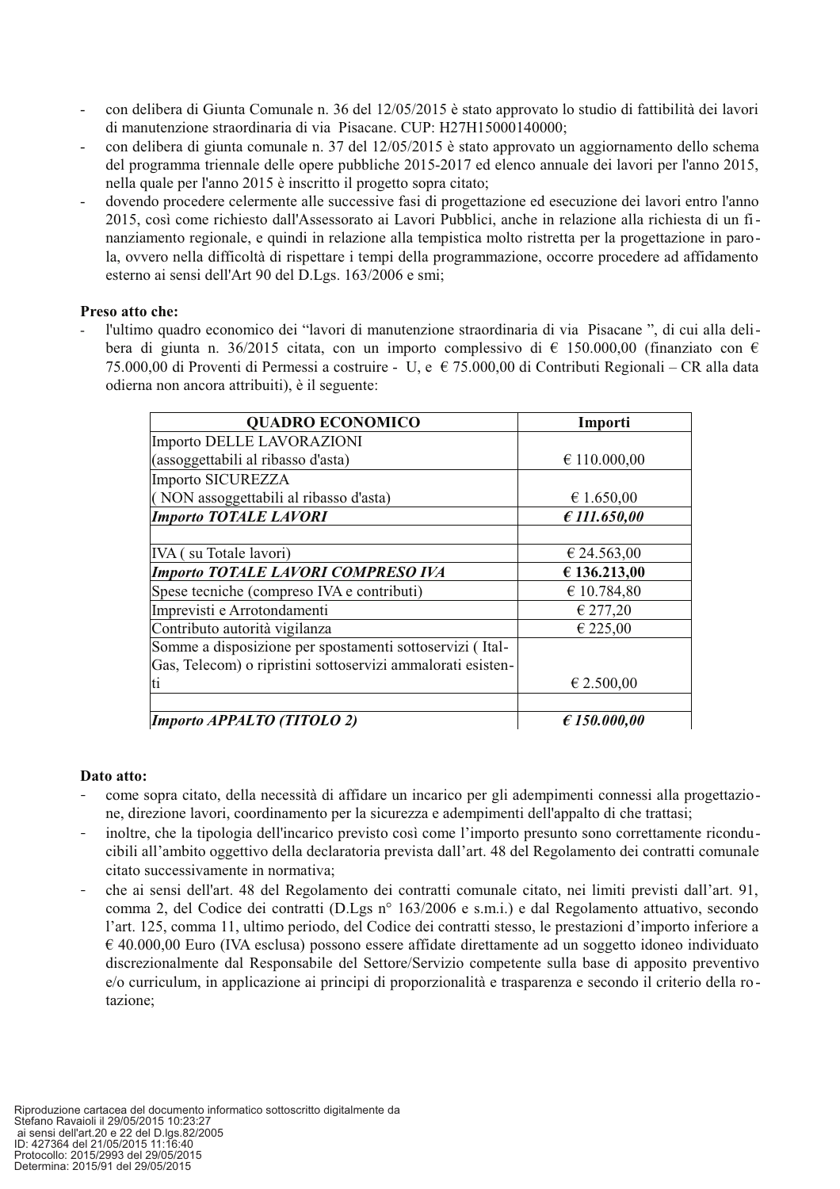- con delibera di Giunta Comunale n. 36 del 12/05/2015 è stato approvato lo studio di fattibilità dei lavori di manutenzione straordinaria di via Pisacane. CUP: H27H15000140000;
- con delibera di giunta comunale n. 37 del 12/05/2015 è stato approvato un aggiornamento dello schema del programma triennale delle opere pubbliche 2015-2017 ed elenco annuale dei lavori per l'anno 2015, nella quale per l'anno 2015 è inscritto il progetto sopra citato;
- dovendo procedere celermente alle successive fasi di progettazione ed esecuzione dei lavori entro l'anno 2015, così come richiesto dall'Assessorato ai Lavori Pubblici, anche in relazione alla richiesta di un finanziamento regionale, e quindi in relazione alla tempistica molto ristretta per la progettazione in parola, ovvero nella difficoltà di rispettare i tempi della programmazione, occorre procedere ad affidamento esterno ai sensi dell'Art 90 del D.Lgs. 163/2006 e smi;

**Preso atto che:**

- l'ultimo quadro economico dei "lavori di manutenzione straordinaria di via Pisacane ", di cui alla delibera di giunta n. 36/2015 citata, con un importo complessivo di € 150.000,00 (finanziato con € 75.000,00 di Proventi di Permessi a costruire - U, e € 75.000,00 di Contributi Regionali – CR alla data odierna non ancora attribuiti), è il seguente:

| QUADRO ECONOMICO | Importi |
|---|---|
| Importo DELLE LAVORAZIONI (assoggettabili al ribasso d'asta) | € 110.000,00 |
| Importo SICUREZZA ( NON assoggettabili al ribasso d'asta) | € 1.650,00 |
| ***Importo TOTALE LAVORI*** | ***€ 111.650,00*** |
| | |
| IVA ( su Totale lavori) | € 24.563,00 |
| ***Importo TOTALE LAVORI COMPRESO IVA*** | **€ 136.213,00** |
| Spese tecniche (compreso IVA e contributi) | € 10.784,80 |
| Imprevisti e Arrotondamenti | € 277,20 |
| Contributo autorità vigilanza | € 225,00 |
| Somme a disposizione per spostamenti sottoservizi ( Ital-Gas, Telecom) o ripristini sottoservizi ammalorati esistenti | € 2.500,00 |
| | |
| ***Importo APPALTO (TITOLO 2)*** | ***€ 150.000,00*** |

**Dato atto:**

- come sopra citato, della necessità di affidare un incarico per gli adempimenti connessi alla progettazione, direzione lavori, coordinamento per la sicurezza e adempimenti dell'appalto di che trattasi;
- inoltre, che la tipologia dell'incarico previsto così come l'importo presunto sono correttamente riconducibili all'ambito oggettivo della declaratoria prevista dall'art. 48 del Regolamento dei contratti comunale citato successivamente in normativa;
- che ai sensi dell'art. 48 del Regolamento dei contratti comunale citato, nei limiti previsti dall'art. 91, comma 2, del Codice dei contratti (D.Lgs n° 163/2006 e s.m.i.) e dal Regolamento attuativo, secondo l'art. 125, comma 11, ultimo periodo, del Codice dei contratti stesso, le prestazioni d'importo inferiore a € 40.000,00 Euro (IVA esclusa) possono essere affidate direttamente ad un soggetto idoneo individuato discrezionalmente dal Responsabile del Settore/Servizio competente sulla base di apposito preventivo e/o curriculum, in applicazione ai principi di proporzionalità e trasparenza e secondo il criterio della rotazione;

Riproduzione cartacea del documento informatico sottoscritto digitalmente da Stefano Ravaioli il 29/05/2015 10:23:27 ai sensi dell'art.20 e 22 del D.lgs.82/2005
ID: 427364 del 21/05/2015 11:16:40
Protocollo: 2015/2993 del 29/05/2015
Determina: 2015/91 del 29/05/2015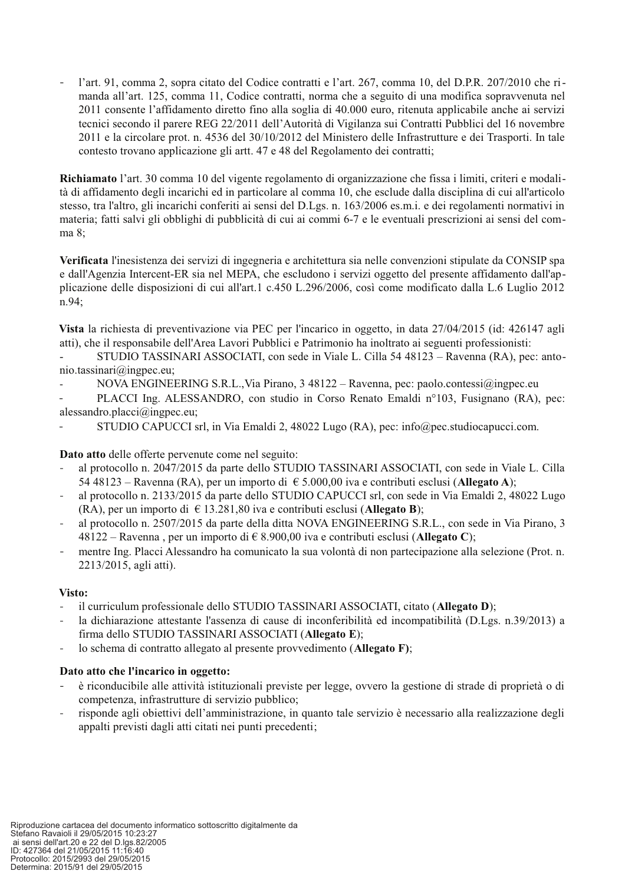- l'art. 91, comma 2, sopra citato del Codice contratti e l'art. 267, comma 10, del D.P.R. 207/2010 che rimanda all'art. 125, comma 11, Codice contratti, norma che a seguito di una modifica sopravvenuta nel 2011 consente l'affidamento diretto fino alla soglia di 40.000 euro, ritenuta applicabile anche ai servizi tecnici secondo il parere REG 22/2011 dell'Autorità di Vigilanza sui Contratti Pubblici del 16 novembre 2011 e la circolare prot. n. 4536 del 30/10/2012 del Ministero delle Infrastrutture e dei Trasporti. In tale contesto trovano applicazione gli artt. 47 e 48 del Regolamento dei contratti;

**Richiamato** l'art. 30 comma 10 del vigente regolamento di organizzazione che fissa i limiti, criteri e modalità di affidamento degli incarichi ed in particolare al comma 10, che esclude dalla disciplina di cui all'articolo stesso, tra l'altro, gli incarichi conferiti ai sensi del D.Lgs. n. 163/2006 es.m.i. e dei regolamenti normativi in materia; fatti salvi gli obblighi di pubblicità di cui ai commi 6-7 e le eventuali prescrizioni ai sensi del comma 8;

**Verificata** l'inesistenza dei servizi di ingegneria e architettura sia nelle convenzioni stipulate da CONSIP spa e dall'Agenzia Intercent-ER sia nel MEPA, che escludono i servizi oggetto del presente affidamento dall'applicazione delle disposizioni di cui all'art.1 c.450 L.296/2006, così come modificato dalla L.6 Luglio 2012 n.94;

**Vista** la richiesta di preventivazione via PEC per l'incarico in oggetto, in data 27/04/2015 (id: 426147 agli atti), che il responsabile dell'Area Lavori Pubblici e Patrimonio ha inoltrato ai seguenti professionisti:

- STUDIO TASSINARI ASSOCIATI, con sede in Viale L. Cilla 54 48123 – Ravenna (RA), pec: antonio.tassinari@ingpec.eu;
- NOVA ENGINEERING S.R.L.,Via Pirano, 3 48122 – Ravenna, pec: paolo.contessi@ingpec.eu
- PLACCI Ing. ALESSANDRO, con studio in Corso Renato Emaldi n°103, Fusignano (RA), pec: alessandro.placci@ingpec.eu;
- STUDIO CAPUCCI srl, in Via Emaldi 2, 48022 Lugo (RA), pec: info@pec.studiocapucci.com.

**Dato atto** delle offerte pervenute come nel seguito:

- al protocollo n. 2047/2015 da parte dello STUDIO TASSINARI ASSOCIATI, con sede in Viale L. Cilla 54 48123 – Ravenna (RA), per un importo di € 5.000,00 iva e contributi esclusi (**Allegato A**);
- al protocollo n. 2133/2015 da parte dello STUDIO CAPUCCI srl, con sede in Via Emaldi 2, 48022 Lugo (RA), per un importo di € 13.281,80 iva e contributi esclusi (**Allegato B**);
- al protocollo n. 2507/2015 da parte della ditta NOVA ENGINEERING S.R.L., con sede in Via Pirano, 3 48122 – Ravenna , per un importo di € 8.900,00 iva e contributi esclusi (**Allegato C**);
- mentre Ing. Placci Alessandro ha comunicato la sua volontà di non partecipazione alla selezione (Prot. n. 2213/2015, agli atti).

**Visto:**

- il curriculum professionale dello STUDIO TASSINARI ASSOCIATI, citato (**Allegato D**);
- la dichiarazione attestante l'assenza di cause di inconferibilità ed incompatibilità (D.Lgs. n.39/2013) a firma dello STUDIO TASSINARI ASSOCIATI (**Allegato E**);
- lo schema di contratto allegato al presente provvedimento (**Allegato F)**;

**Dato atto che l'incarico in oggetto:**

- è riconducibile alle attività istituzionali previste per legge, ovvero la gestione di strade di proprietà o di competenza, infrastrutture di servizio pubblico;
- risponde agli obiettivi dell'amministrazione, in quanto tale servizio è necessario alla realizzazione degli appalti previsti dagli atti citati nei punti precedenti;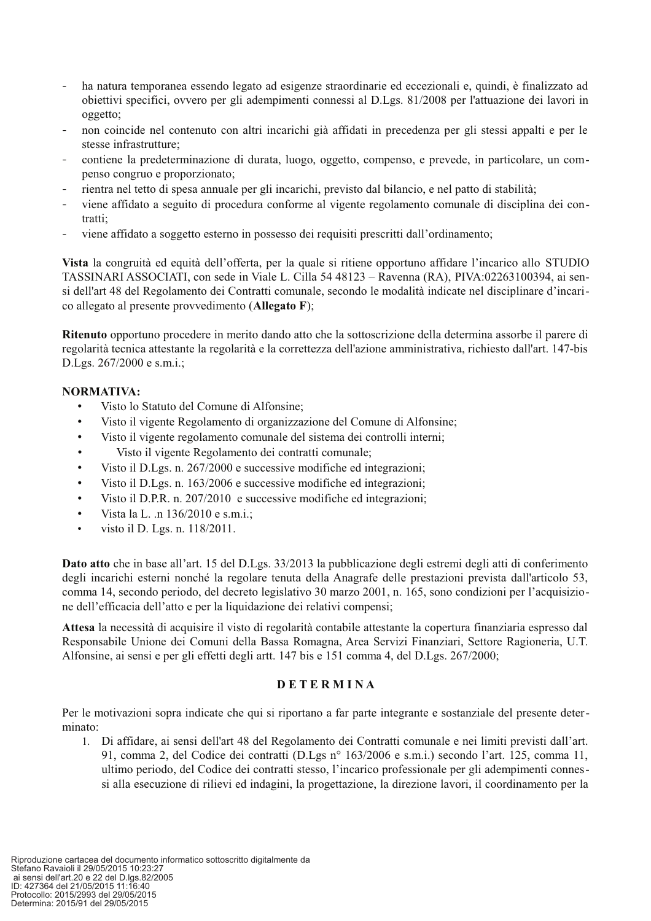- ha natura temporanea essendo legato ad esigenze straordinarie ed eccezionali e, quindi, è finalizzato ad obiettivi specifici, ovvero per gli adempimenti connessi al D.Lgs. 81/2008 per l'attuazione dei lavori in oggetto;
- non coincide nel contenuto con altri incarichi già affidati in precedenza per gli stessi appalti e per le stesse infrastrutture;
- contiene la predeterminazione di durata, luogo, oggetto, compenso, e prevede, in particolare, un compenso congruo e proporzionato;
- rientra nel tetto di spesa annuale per gli incarichi, previsto dal bilancio, e nel patto di stabilità;
- viene affidato a seguito di procedura conforme al vigente regolamento comunale di disciplina dei contratti;
- viene affidato a soggetto esterno in possesso dei requisiti prescritti dall'ordinamento;

**Vista** la congruità ed equità dell'offerta, per la quale si ritiene opportuno affidare l'incarico allo STUDIO TASSINARI ASSOCIATI, con sede in Viale L. Cilla 54 48123 – Ravenna (RA), PIVA:02263100394, ai sensi dell'art 48 del Regolamento dei Contratti comunale, secondo le modalità indicate nel disciplinare d'incarico allegato al presente provvedimento (**Allegato F**);

**Ritenuto** opportuno procedere in merito dando atto che la sottoscrizione della determina assorbe il parere di regolarità tecnica attestante la regolarità e la correttezza dell'azione amministrativa, richiesto dall'art. 147-bis D.Lgs. 267/2000 e s.m.i.;

**NORMATIVA:**

- Visto lo Statuto del Comune di Alfonsine;
- Visto il vigente Regolamento di organizzazione del Comune di Alfonsine;
- Visto il vigente regolamento comunale del sistema dei controlli interni;
- Visto il vigente Regolamento dei contratti comunale;
- Visto il D.Lgs. n. 267/2000 e successive modifiche ed integrazioni;
- Visto il D.Lgs. n. 163/2006 e successive modifiche ed integrazioni;
- Visto il D.P.R. n. 207/2010 e successive modifiche ed integrazioni;
- Vista la L. .n 136/2010 e s.m.i.;
- visto il D. Lgs. n. 118/2011.

**Dato atto** che in base all'art. 15 del D.Lgs. 33/2013 la pubblicazione degli estremi degli atti di conferimento degli incarichi esterni nonché la regolare tenuta della Anagrafe delle prestazioni prevista dall'articolo 53, comma 14, secondo periodo, del decreto legislativo 30 marzo 2001, n. 165, sono condizioni per l'acquisizione dell'efficacia dell'atto e per la liquidazione dei relativi compensi;

**Attesa** la necessità di acquisire il visto di regolarità contabile attestante la copertura finanziaria espresso dal Responsabile Unione dei Comuni della Bassa Romagna, Area Servizi Finanziari, Settore Ragioneria, U.T. Alfonsine, ai sensi e per gli effetti degli artt. 147 bis e 151 comma 4, del D.Lgs. 267/2000;

## D E T E R M I N A

Per le motivazioni sopra indicate che qui si riportano a far parte integrante e sostanziale del presente determinato:

1. Di affidare, ai sensi dell'art 48 del Regolamento dei Contratti comunale e nei limiti previsti dall'art. 91, comma 2, del Codice dei contratti (D.Lgs n° 163/2006 e s.m.i.) secondo l'art. 125, comma 11, ultimo periodo, del Codice dei contratti stesso, l'incarico professionale per gli adempimenti connessi alla esecuzione di rilievi ed indagini, la progettazione, la direzione lavori, il coordinamento per la

Riproduzione cartacea del documento informatico sottoscritto digitalmente da Stefano Ravaioli il 29/05/2015 10:23:27 ai sensi dell'art.20 e 22 del D.lgs.82/2005 ID: 427364 del 21/05/2015 11:16:40 Protocollo: 2015/2993 del 29/05/2015 Determina: 2015/91 del 29/05/2015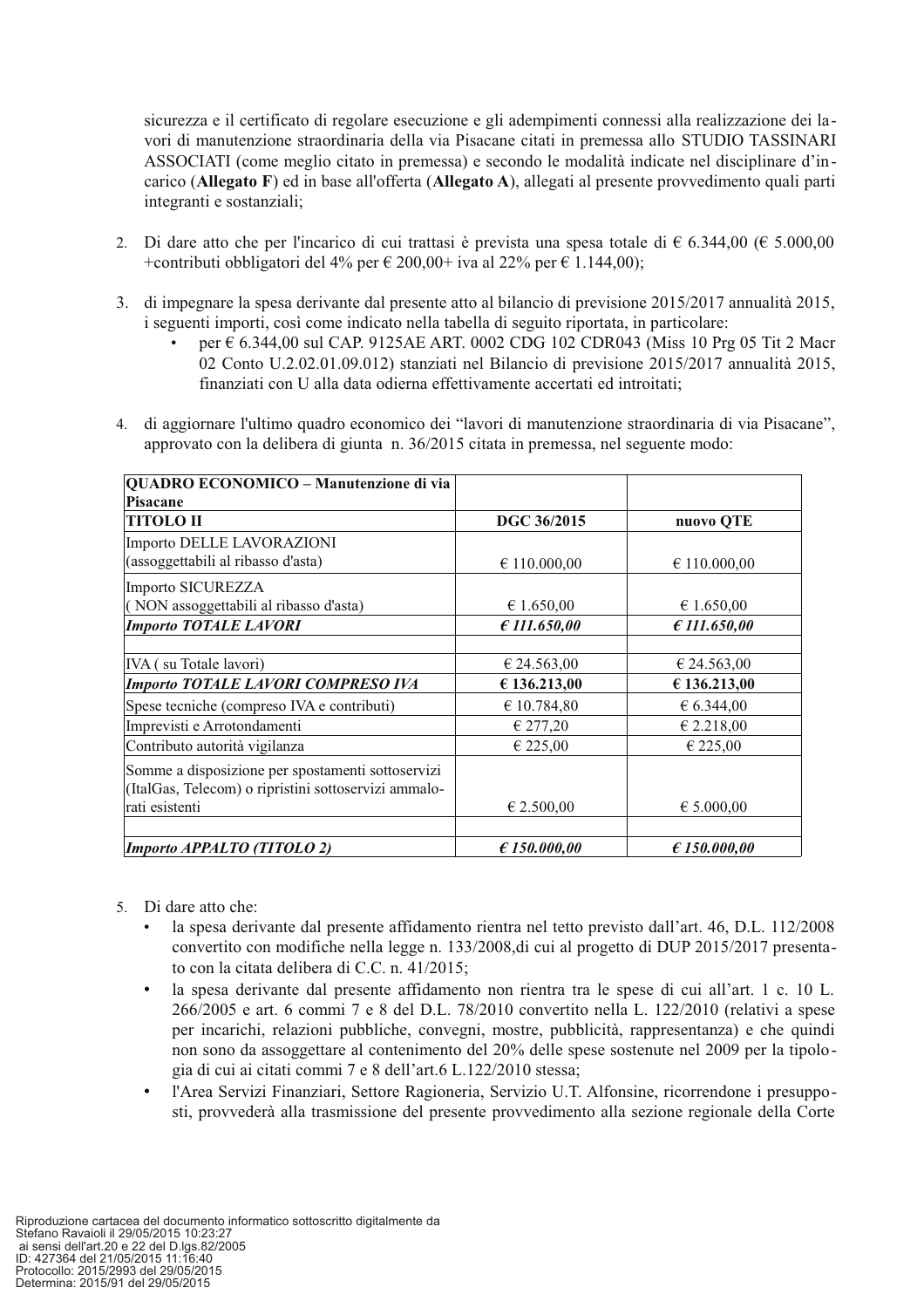sicurezza e il certificato di regolare esecuzione e gli adempimenti connessi alla realizzazione dei lavori di manutenzione straordinaria della via Pisacane citati in premessa allo STUDIO TASSINARI ASSOCIATI (come meglio citato in premessa) e secondo le modalità indicate nel disciplinare d'incarico (**Allegato F**) ed in base all'offerta (**Allegato A**), allegati al presente provvedimento quali parti integranti e sostanziali;

2. Di dare atto che per l'incarico di cui trattasi è prevista una spesa totale di € 6.344,00 (€ 5.000,00 +contributi obbligatori del 4% per € 200,00+ iva al 22% per € 1.144,00);

3. di impegnare la spesa derivante dal presente atto al bilancio di previsione 2015/2017 annualità 2015, i seguenti importi, così come indicato nella tabella di seguito riportata, in particolare:
   - per € 6.344,00 sul CAP. 9125AE ART. 0002 CDG 102 CDR043 (Miss 10 Prg 05 Tit 2 Macr 02 Conto U.2.02.01.09.012) stanziati nel Bilancio di previsione 2015/2017 annualità 2015, finanziati con U alla data odierna effettivamente accertati ed introitati;

4. di aggiornare l'ultimo quadro economico dei "lavori di manutenzione straordinaria di via Pisacane", approvato con la delibera di giunta n. 36/2015 citata in premessa, nel seguente modo:

| **QUADRO ECONOMICO – Manutenzione di via Pisacane** | | |
|---|---|---|
| **TITOLO II** | **DGC 36/2015** | **nuovo QTE** |
| Importo DELLE LAVORAZIONI (assoggettabili al ribasso d'asta) | € 110.000,00 | € 110.000,00 |
| Importo SICUREZZA ( NON assoggettabili al ribasso d'asta) | € 1.650,00 | € 1.650,00 |
| ***Importo TOTALE LAVORI*** | ***€ 111.650,00*** | ***€ 111.650,00*** |
| | | |
| IVA ( su Totale lavori) | € 24.563,00 | € 24.563,00 |
| ***Importo TOTALE LAVORI COMPRESO IVA*** | **€ 136.213,00** | **€ 136.213,00** |
| Spese tecniche (compreso IVA e contributi) | € 10.784,80 | € 6.344,00 |
| Imprevisti e Arrotondamenti | € 277,20 | € 2.218,00 |
| Contributo autorità vigilanza | € 225,00 | € 225,00 |
| Somme a disposizione per spostamenti sottoservizi (ItalGas, Telecom) o ripristini sottoservizi ammalorati esistenti | € 2.500,00 | € 5.000,00 |
| | | |
| ***Importo APPALTO (TITOLO 2)*** | ***€ 150.000,00*** | ***€ 150.000,00*** |

5. Di dare atto che:
   - la spesa derivante dal presente affidamento rientra nel tetto previsto dall'art. 46, D.L. 112/2008 convertito con modifiche nella legge n. 133/2008,di cui al progetto di DUP 2015/2017 presentato con la citata delibera di C.C. n. 41/2015;
   - la spesa derivante dal presente affidamento non rientra tra le spese di cui all'art. 1 c. 10 L. 266/2005 e art. 6 commi 7 e 8 del D.L. 78/2010 convertito nella L. 122/2010 (relativi a spese per incarichi, relazioni pubbliche, convegni, mostre, pubblicità, rappresentanza) e che quindi non sono da assoggettare al contenimento del 20% delle spese sostenute nel 2009 per la tipologia di cui ai citati commi 7 e 8 dell'art.6 L.122/2010 stessa;
   - l'Area Servizi Finanziari, Settore Ragioneria, Servizio U.T. Alfonsine, ricorrendone i presupposti, provvederà alla trasmissione del presente provvedimento alla sezione regionale della Corte

Riproduzione cartacea del documento informatico sottoscritto digitalmente da Stefano Ravaioli il 29/05/2015 10:23:27 ai sensi dell'art.20 e 22 del D.lgs.82/2005
ID: 427364 del 21/05/2015 11:16:40
Protocollo: 2015/2993 del 29/05/2015
Determina: 2015/91 del 29/05/2015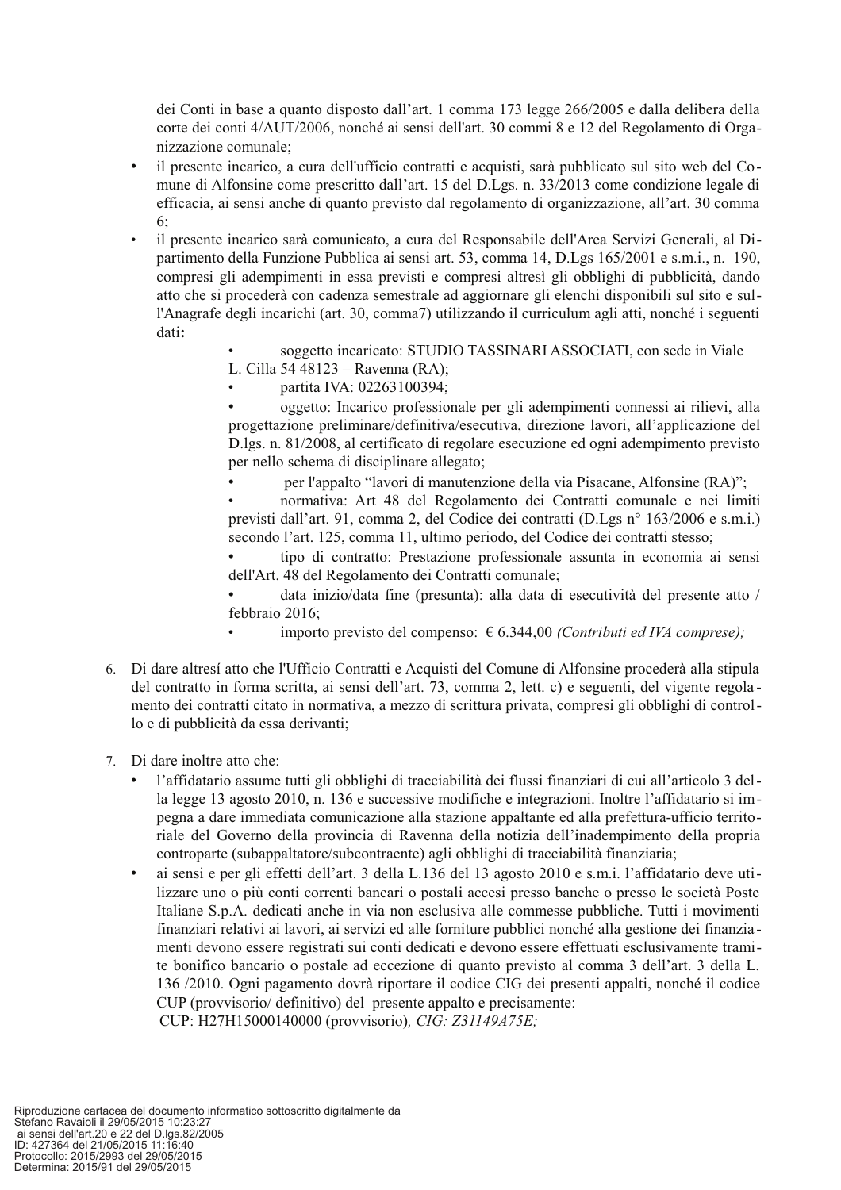dei Conti in base a quanto disposto dall'art. 1 comma 173 legge 266/2005 e dalla delibera della corte dei conti 4/AUT/2006, nonché ai sensi dell'art. 30 commi 8 e 12 del Regolamento di Organizzazione comunale;

- il presente incarico, a cura dell'ufficio contratti e acquisti, sarà pubblicato sul sito web del Comune di Alfonsine come prescritto dall'art. 15 del D.Lgs. n. 33/2013 come condizione legale di efficacia, ai sensi anche di quanto previsto dal regolamento di organizzazione, all'art. 30 comma 6;
- il presente incarico sarà comunicato, a cura del Responsabile dell'Area Servizi Generali, al Dipartimento della Funzione Pubblica ai sensi art. 53, comma 14, D.Lgs 165/2001 e s.m.i., n. 190, compresi gli adempimenti in essa previsti e compresi altresì gli obblighi di pubblicità, dando atto che si procederà con cadenza semestrale ad aggiornare gli elenchi disponibili sul sito e sull'Anagrafe degli incarichi (art. 30, comma7) utilizzando il curriculum agli atti, nonché i seguenti dati**:**
  - soggetto incaricato: STUDIO TASSINARI ASSOCIATI, con sede in Viale L. Cilla 54 48123 – Ravenna (RA);
  - partita IVA: 02263100394;
  - oggetto: Incarico professionale per gli adempimenti connessi ai rilievi, alla progettazione preliminare/definitiva/esecutiva, direzione lavori, all'applicazione del D.lgs. n. 81/2008, al certificato di regolare esecuzione ed ogni adempimento previsto per nello schema di disciplinare allegato;
  - per l'appalto "lavori di manutenzione della via Pisacane, Alfonsine (RA)";
  - normativa: Art 48 del Regolamento dei Contratti comunale e nei limiti previsti dall'art. 91, comma 2, del Codice dei contratti (D.Lgs n° 163/2006 e s.m.i.) secondo l'art. 125, comma 11, ultimo periodo, del Codice dei contratti stesso;
  - tipo di contratto: Prestazione professionale assunta in economia ai sensi dell'Art. 48 del Regolamento dei Contratti comunale;
  - data inizio/data fine (presunta): alla data di esecutività del presente atto / febbraio 2016;
  - importo previsto del compenso: € 6.344,00 *(Contributi ed IVA comprese);*

6. Di dare altresí atto che l'Ufficio Contratti e Acquisti del Comune di Alfonsine procederà alla stipula del contratto in forma scritta, ai sensi dell'art. 73, comma 2, lett. c) e seguenti, del vigente regolamento dei contratti citato in normativa, a mezzo di scrittura privata, compresi gli obblighi di controllo e di pubblicità da essa derivanti;

7. Di dare inoltre atto che:
   - l'affidatario assume tutti gli obblighi di tracciabilità dei flussi finanziari di cui all'articolo 3 della legge 13 agosto 2010, n. 136 e successive modifiche e integrazioni. Inoltre l'affidatario si impegna a dare immediata comunicazione alla stazione appaltante ed alla prefettura-ufficio territoriale del Governo della provincia di Ravenna della notizia dell'inadempimento della propria controparte (subappaltatore/subcontraente) agli obblighi di tracciabilità finanziaria;
   - ai sensi e per gli effetti dell'art. 3 della L.136 del 13 agosto 2010 e s.m.i. l'affidatario deve utilizzare uno o più conti correnti bancari o postali accesi presso banche o presso le società Poste Italiane S.p.A. dedicati anche in via non esclusiva alle commesse pubbliche. Tutti i movimenti finanziari relativi ai lavori, ai servizi ed alle forniture pubblici nonché alla gestione dei finanziamenti devono essere registrati sui conti dedicati e devono essere effettuati esclusivamente tramite bonifico bancario o postale ad eccezione di quanto previsto al comma 3 dell'art. 3 della L. 136 /2010. Ogni pagamento dovrà riportare il codice CIG dei presenti appalti, nonché il codice CUP (provvisorio/ definitivo) del presente appalto e precisamente:
     CUP: H27H15000140000 (provvisorio)*, CIG: Z31149A75E;*

Riproduzione cartacea del documento informatico sottoscritto digitalmente da Stefano Ravaioli il 29/05/2015 10:23:27
ai sensi dell'art.20 e 22 del D.lgs.82/2005
ID: 427364 del 21/05/2015 11:16:40
Protocollo: 2015/2993 del 29/05/2015
Determina: 2015/91 del 29/05/2015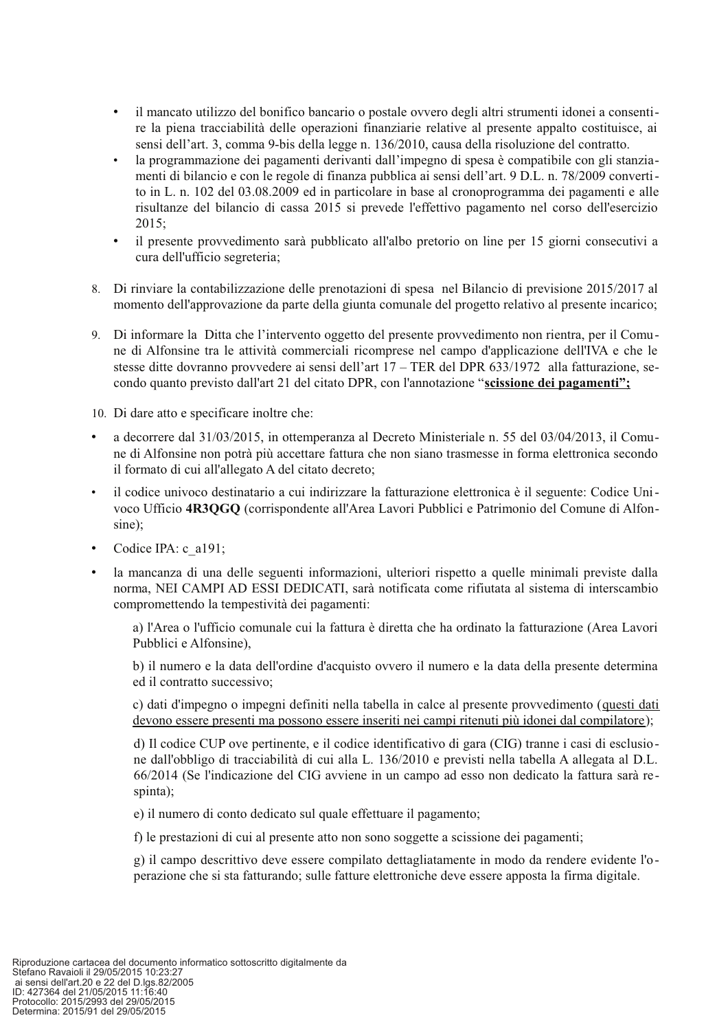- il mancato utilizzo del bonifico bancario o postale ovvero degli altri strumenti idonei a consentire la piena tracciabilità delle operazioni finanziarie relative al presente appalto costituisce, ai sensi dell'art. 3, comma 9-bis della legge n. 136/2010, causa della risoluzione del contratto.
- la programmazione dei pagamenti derivanti dall'impegno di spesa è compatibile con gli stanziamenti di bilancio e con le regole di finanza pubblica ai sensi dell'art. 9 D.L. n. 78/2009 convertito in L. n. 102 del 03.08.2009 ed in particolare in base al cronoprogramma dei pagamenti e alle risultanze del bilancio di cassa 2015 si prevede l'effettivo pagamento nel corso dell'esercizio 2015;
- il presente provvedimento sarà pubblicato all'albo pretorio on line per 15 giorni consecutivi a cura dell'ufficio segreteria;

8. Di rinviare la contabilizzazione delle prenotazioni di spesa nel Bilancio di previsione 2015/2017 al momento dell'approvazione da parte della giunta comunale del progetto relativo al presente incarico;

9. Di informare la Ditta che l'intervento oggetto del presente provvedimento non rientra, per il Comune di Alfonsine tra le attività commerciali ricomprese nel campo d'applicazione dell'IVA e che le stesse ditte dovranno provvedere ai sensi dell'art 17 – TER del DPR 633/1972 alla fatturazione, secondo quanto previsto dall'art 21 del citato DPR, con l'annotazione "**scissione dei pagamenti";**

10. Di dare atto e specificare inoltre che:

- a decorrere dal 31/03/2015, in ottemperanza al Decreto Ministeriale n. 55 del 03/04/2013, il Comune di Alfonsine non potrà più accettare fattura che non siano trasmesse in forma elettronica secondo il formato di cui all'allegato A del citato decreto;
- il codice univoco destinatario a cui indirizzare la fatturazione elettronica è il seguente: Codice Univoco Ufficio **4R3QGQ** (corrispondente all'Area Lavori Pubblici e Patrimonio del Comune di Alfonsine);
- Codice IPA: c_a191;
- la mancanza di una delle seguenti informazioni, ulteriori rispetto a quelle minimali previste dalla norma, NEI CAMPI AD ESSI DEDICATI, sarà notificata come rifiutata al sistema di interscambio compromettendo la tempestività dei pagamenti:

  a) l'Area o l'ufficio comunale cui la fattura è diretta che ha ordinato la fatturazione (Area Lavori Pubblici e Alfonsine),

  b) il numero e la data dell'ordine d'acquisto ovvero il numero e la data della presente determina ed il contratto successivo;

  c) dati d'impegno o impegni definiti nella tabella in calce al presente provvedimento (questi dati devono essere presenti ma possono essere inseriti nei campi ritenuti più idonei dal compilatore);

  d) Il codice CUP ove pertinente, e il codice identificativo di gara (CIG) tranne i casi di esclusione dall'obbligo di tracciabilità di cui alla L. 136/2010 e previsti nella tabella A allegata al D.L. 66/2014 (Se l'indicazione del CIG avviene in un campo ad esso non dedicato la fattura sarà respinta);

  e) il numero di conto dedicato sul quale effettuare il pagamento;

  f) le prestazioni di cui al presente atto non sono soggette a scissione dei pagamenti;

  g) il campo descrittivo deve essere compilato dettagliatamente in modo da rendere evidente l'operazione che si sta fatturando; sulle fatture elettroniche deve essere apposta la firma digitale.

Riproduzione cartacea del documento informatico sottoscritto digitalmente da
Stefano Ravaioli il 29/05/2015 10:23:27
ai sensi dell'art.20 e 22 del D.lgs.82/2005
ID: 427364 del 21/05/2015 11:16:40
Protocollo: 2015/2993 del 29/05/2015
Determina: 2015/91 del 29/05/2015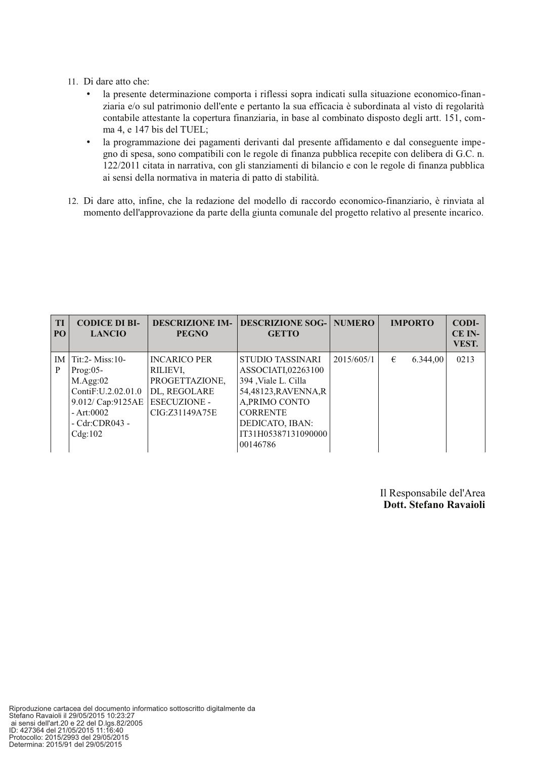11. Di dare atto che:
    - la presente determinazione comporta i riflessi sopra indicati sulla situazione economico-finanziaria e/o sul patrimonio dell'ente e pertanto la sua efficacia è subordinata al visto di regolarità contabile attestante la copertura finanziaria, in base al combinato disposto degli artt. 151, comma 4, e 147 bis del TUEL;
    - la programmazione dei pagamenti derivanti dal presente affidamento e dal conseguente impegno di spesa, sono compatibili con le regole di finanza pubblica recepite con delibera di G.C. n. 122/2011 citata in narrativa, con gli stanziamenti di bilancio e con le regole di finanza pubblica ai sensi della normativa in materia di patto di stabilità.

12. Di dare atto, infine, che la redazione del modello di raccordo economico-finanziario, è rinviata al momento dell'approvazione da parte della giunta comunale del progetto relativo al presente incarico.

| TIPO | CODICE DI BILANCIO | DESCRIZIONE IMPEGNO | DESCRIZIONE SOGGETTO | NUMERO | IMPORTO | CODICE INVEST. |
|---|---|---|---|---|---|---|
| IMP | Tit:2- Miss:10- Prog:05- M.Agg:02 ContiF:U.2.02.01.09.012/ Cap:9125AE - Art:0002 - Cdr:CDR043 - Cdg:102 | INCARICO PER RILIEVI, PROGETTAZIONE, DL, REGOLARE ESECUZIONE - CIG:Z31149A75E | STUDIO TASSINARI ASSOCIATI,02263100394 ,Viale L. Cilla 54,48123,RAVENNA,RA,PRIMO CONTO CORRENTE DEDICATO, IBAN: IT31H0538713109000000146786 | 2015/605/1 | € 6.344,00 | 0213 |

Il Responsabile del'Area
**Dott. Stefano Ravaioli**

Riproduzione cartacea del documento informatico sottoscritto digitalmente da
Stefano Ravaioli il 29/05/2015 10:23:27
ai sensi dell'art.20 e 22 del D.lgs.82/2005
ID: 427364 del 21/05/2015 11:16:40
Protocollo: 2015/2993 del 29/05/2015
Determina: 2015/91 del 29/05/2015